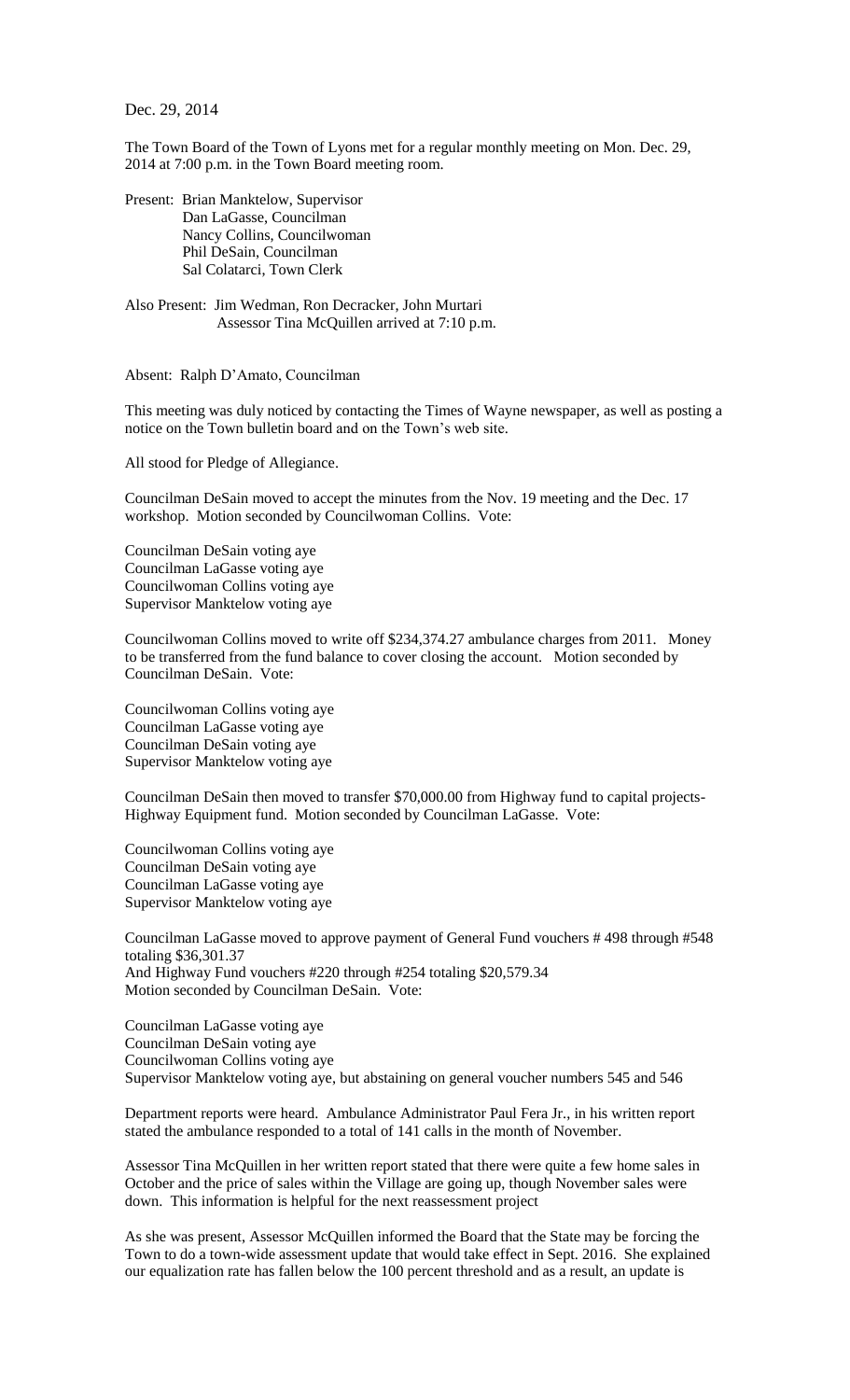Dec. 29, 2014

The Town Board of the Town of Lyons met for a regular monthly meeting on Mon. Dec. 29, 2014 at 7:00 p.m. in the Town Board meeting room.

Present: Brian Manktelow, Supervisor
Dan LaGasse, Councilman
Nancy Collins, Councilwoman
Phil DeSain, Councilman
Sal Colatarci, Town Clerk

Also Present: Jim Wedman, Ron Decracker, John Murtari
Assessor Tina McQuillen arrived at 7:10 p.m.

Absent: Ralph D'Amato, Councilman

This meeting was duly noticed by contacting the Times of Wayne newspaper, as well as posting a notice on the Town bulletin board and on the Town's web site.

All stood for Pledge of Allegiance.

Councilman DeSain moved to accept the minutes from the Nov. 19 meeting and the Dec. 17 workshop. Motion seconded by Councilwoman Collins. Vote:

Councilman DeSain voting aye
Councilman LaGasse voting aye
Councilwoman Collins voting aye
Supervisor Manktelow voting aye

Councilwoman Collins moved to write off $234,374.27 ambulance charges from 2011. Money to be transferred from the fund balance to cover closing the account. Motion seconded by Councilman DeSain. Vote:

Councilwoman Collins voting aye
Councilman LaGasse voting aye
Councilman DeSain voting aye
Supervisor Manktelow voting aye

Councilman DeSain then moved to transfer $70,000.00 from Highway fund to capital projects-Highway Equipment fund. Motion seconded by Councilman LaGasse. Vote:

Councilwoman Collins voting aye
Councilman DeSain voting aye
Councilman LaGasse voting aye
Supervisor Manktelow voting aye

Councilman LaGasse moved to approve payment of General Fund vouchers # 498 through #548 totaling $36,301.37
And Highway Fund vouchers #220 through #254 totaling $20,579.34
Motion seconded by Councilman DeSain. Vote:

Councilman LaGasse voting aye
Councilman DeSain voting aye
Councilwoman Collins voting aye
Supervisor Manktelow voting aye, but abstaining on general voucher numbers 545 and 546

Department reports were heard. Ambulance Administrator Paul Fera Jr., in his written report stated the ambulance responded to a total of 141 calls in the month of November.

Assessor Tina McQuillen in her written report stated that there were quite a few home sales in October and the price of sales within the Village are going up, though November sales were down. This information is helpful for the next reassessment project

As she was present, Assessor McQuillen informed the Board that the State may be forcing the Town to do a town-wide assessment update that would take effect in Sept. 2016. She explained our equalization rate has fallen below the 100 percent threshold and as a result, an update is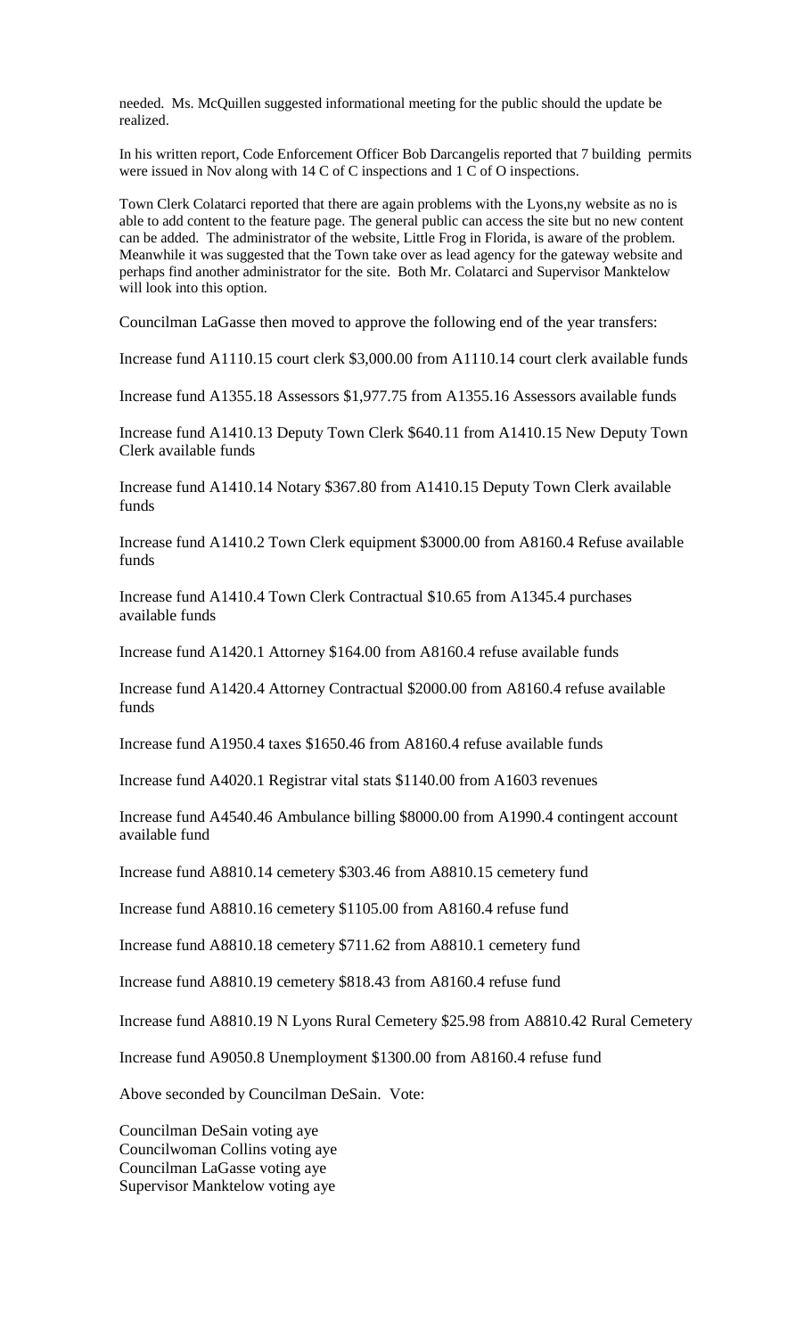needed. Ms. McQuillen suggested informational meeting for the public should the update be realized.

In his written report, Code Enforcement Officer Bob Darcangelis reported that 7 building permits were issued in Nov along with 14 C of C inspections and 1 C of O inspections.

Town Clerk Colatarci reported that there are again problems with the Lyons,ny website as no is able to add content to the feature page. The general public can access the site but no new content can be added. The administrator of the website, Little Frog in Florida, is aware of the problem. Meanwhile it was suggested that the Town take over as lead agency for the gateway website and perhaps find another administrator for the site. Both Mr. Colatarci and Supervisor Manktelow will look into this option.

Councilman LaGasse then moved to approve the following end of the year transfers:

Increase fund A1110.15 court clerk $3,000.00 from A1110.14 court clerk available funds

Increase fund A1355.18 Assessors $1,977.75 from A1355.16 Assessors available funds

Increase fund A1410.13 Deputy Town Clerk $640.11 from A1410.15 New Deputy Town Clerk available funds

Increase fund A1410.14 Notary $367.80 from A1410.15 Deputy Town Clerk available funds

Increase fund A1410.2 Town Clerk equipment $3000.00 from A8160.4 Refuse available funds

Increase fund A1410.4 Town Clerk Contractual $10.65 from A1345.4 purchases available funds

Increase fund A1420.1 Attorney $164.00 from A8160.4 refuse available funds

Increase fund A1420.4 Attorney Contractual $2000.00 from A8160.4 refuse available funds

Increase fund A1950.4 taxes $1650.46 from A8160.4 refuse available funds

Increase fund A4020.1 Registrar vital stats $1140.00 from A1603 revenues

Increase fund A4540.46 Ambulance billing $8000.00 from A1990.4 contingent account available fund

Increase fund A8810.14 cemetery $303.46 from A8810.15 cemetery fund

Increase fund A8810.16 cemetery $1105.00 from A8160.4 refuse fund

Increase fund A8810.18 cemetery $711.62 from A8810.1 cemetery fund

Increase fund A8810.19 cemetery $818.43 from A8160.4 refuse fund

Increase fund A8810.19 N Lyons Rural Cemetery $25.98 from A8810.42 Rural Cemetery

Increase fund A9050.8 Unemployment $1300.00 from A8160.4 refuse fund

Above seconded by Councilman DeSain. Vote:

Councilman DeSain voting aye
Councilwoman Collins voting aye
Councilman LaGasse voting aye
Supervisor Manktelow voting aye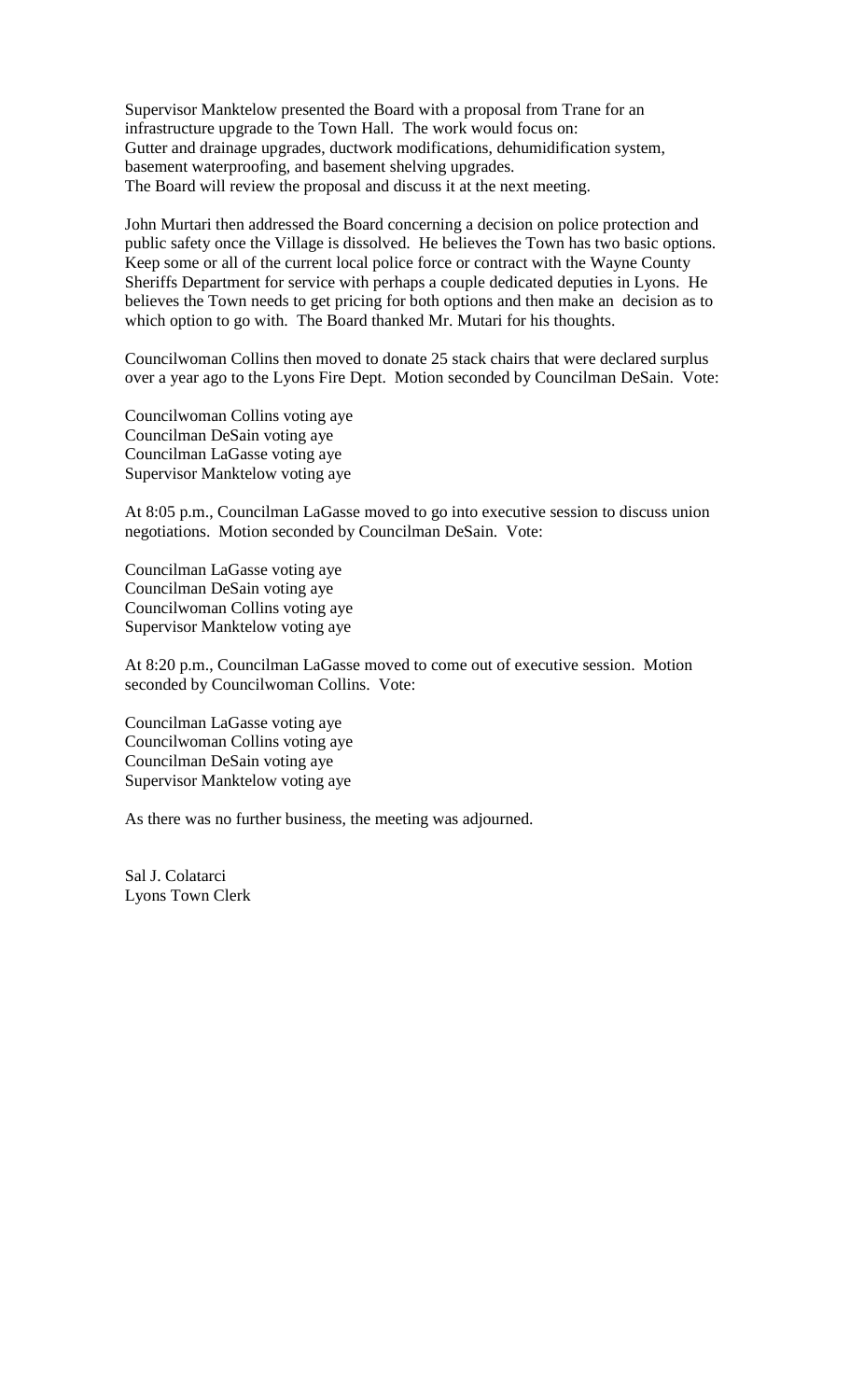Supervisor Manktelow presented the Board with a proposal from Trane for an infrastructure upgrade to the Town Hall. The work would focus on:
Gutter and drainage upgrades, ductwork modifications, dehumidification system, basement waterproofing, and basement shelving upgrades.
The Board will review the proposal and discuss it at the next meeting.

John Murtari then addressed the Board concerning a decision on police protection and public safety once the Village is dissolved. He believes the Town has two basic options. Keep some or all of the current local police force or contract with the Wayne County Sheriffs Department for service with perhaps a couple dedicated deputies in Lyons. He believes the Town needs to get pricing for both options and then make an decision as to which option to go with. The Board thanked Mr. Mutari for his thoughts.

Councilwoman Collins then moved to donate 25 stack chairs that were declared surplus over a year ago to the Lyons Fire Dept. Motion seconded by Councilman DeSain. Vote:

Councilwoman Collins voting aye
Councilman DeSain voting aye
Councilman LaGasse voting aye
Supervisor Manktelow voting aye

At 8:05 p.m., Councilman LaGasse moved to go into executive session to discuss union negotiations. Motion seconded by Councilman DeSain. Vote:

Councilman LaGasse voting aye
Councilman DeSain voting aye
Councilwoman Collins voting aye
Supervisor Manktelow voting aye

At 8:20 p.m., Councilman LaGasse moved to come out of executive session. Motion seconded by Councilwoman Collins. Vote:

Councilman LaGasse voting aye
Councilwoman Collins voting aye
Councilman DeSain voting aye
Supervisor Manktelow voting aye

As there was no further business, the meeting was adjourned.

Sal J. Colatarci
Lyons Town Clerk